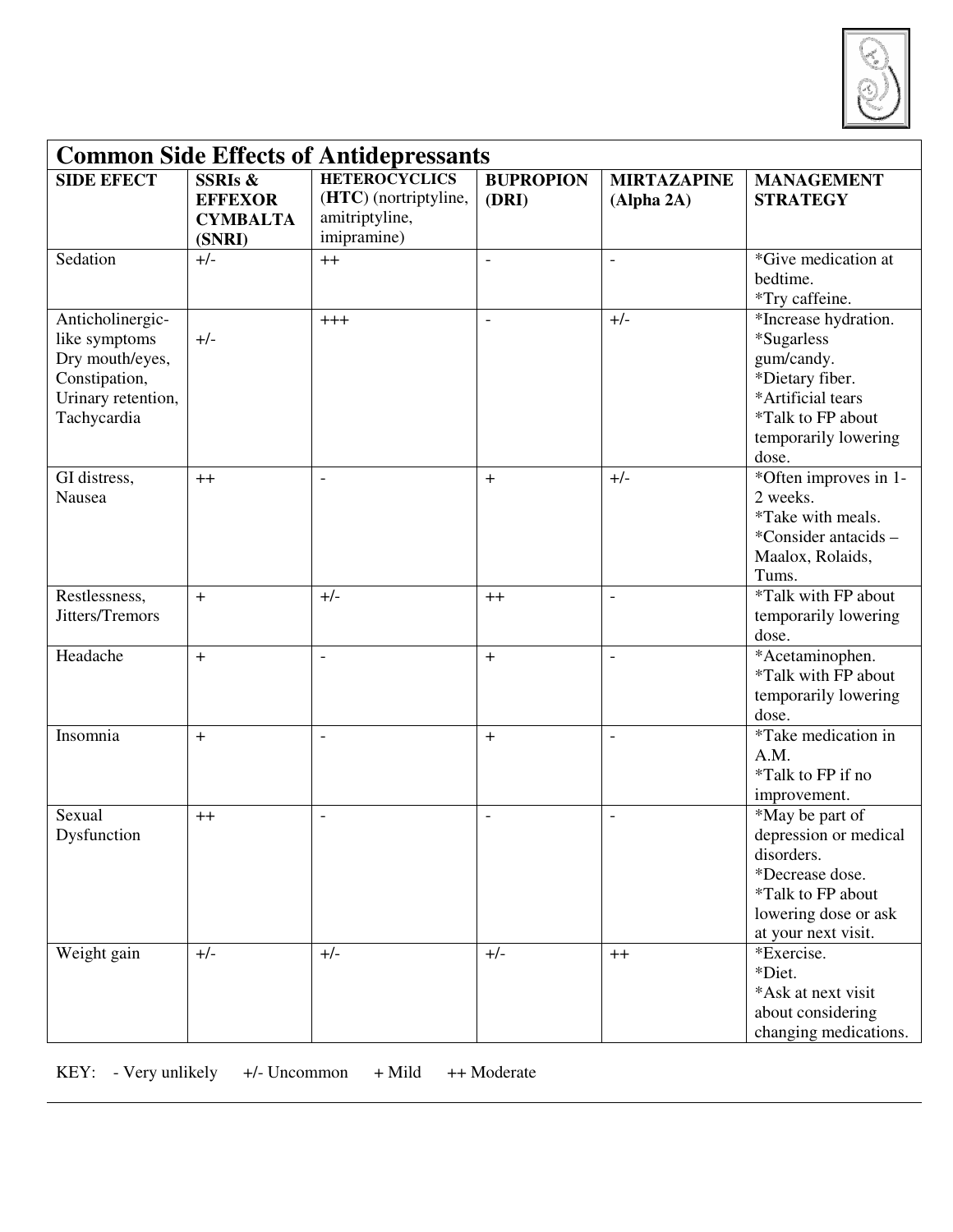## Common Side Effects of Antidepressants

| SIDE EFECT | SSRIs & EFFEXOR CYMBALTA (SNRI) | HETEROCYCLICS (HTC) (nortriptyline, amitriptyline, imipramine) | BUPROPION (DRI) | MIRTAZAPINE (Alpha 2A) | MANAGEMENT STRATEGY |
|---|---|---|---|---|---|
| Sedation | +/- | ++ | - | - | *Give medication at bedtime. *Try caffeine. |
| Anticholinergic-like symptoms Dry mouth/eyes, Constipation, Urinary retention, Tachycardia | +/- | +++ | - | +/- | *Increase hydration. *Sugarless gum/candy. *Dietary fiber. *Artificial tears *Talk to FP about temporarily lowering dose. |
| GI distress, Nausea | ++ | - | + | +/- | *Often improves in 1-2 weeks. *Take with meals. *Consider antacids – Maalox, Rolaids, Tums. |
| Restlessness, Jitters/Tremors | + | +/- | ++ | - | *Talk with FP about temporarily lowering dose. |
| Headache | + | - | + | - | *Acetaminophen. *Talk with FP about temporarily lowering dose. |
| Insomnia | + | - | + | - | *Take medication in A.M. *Talk to FP if no improvement. |
| Sexual Dysfunction | ++ | - | - | - | *May be part of depression or medical disorders. *Decrease dose. *Talk to FP about lowering dose or ask at your next visit. |
| Weight gain | +/- | +/- | +/- | ++ | *Exercise. *Diet. *Ask at next visit about considering changing medications. |

KEY: - Very unlikely +/- Uncommon + Mild ++ Moderate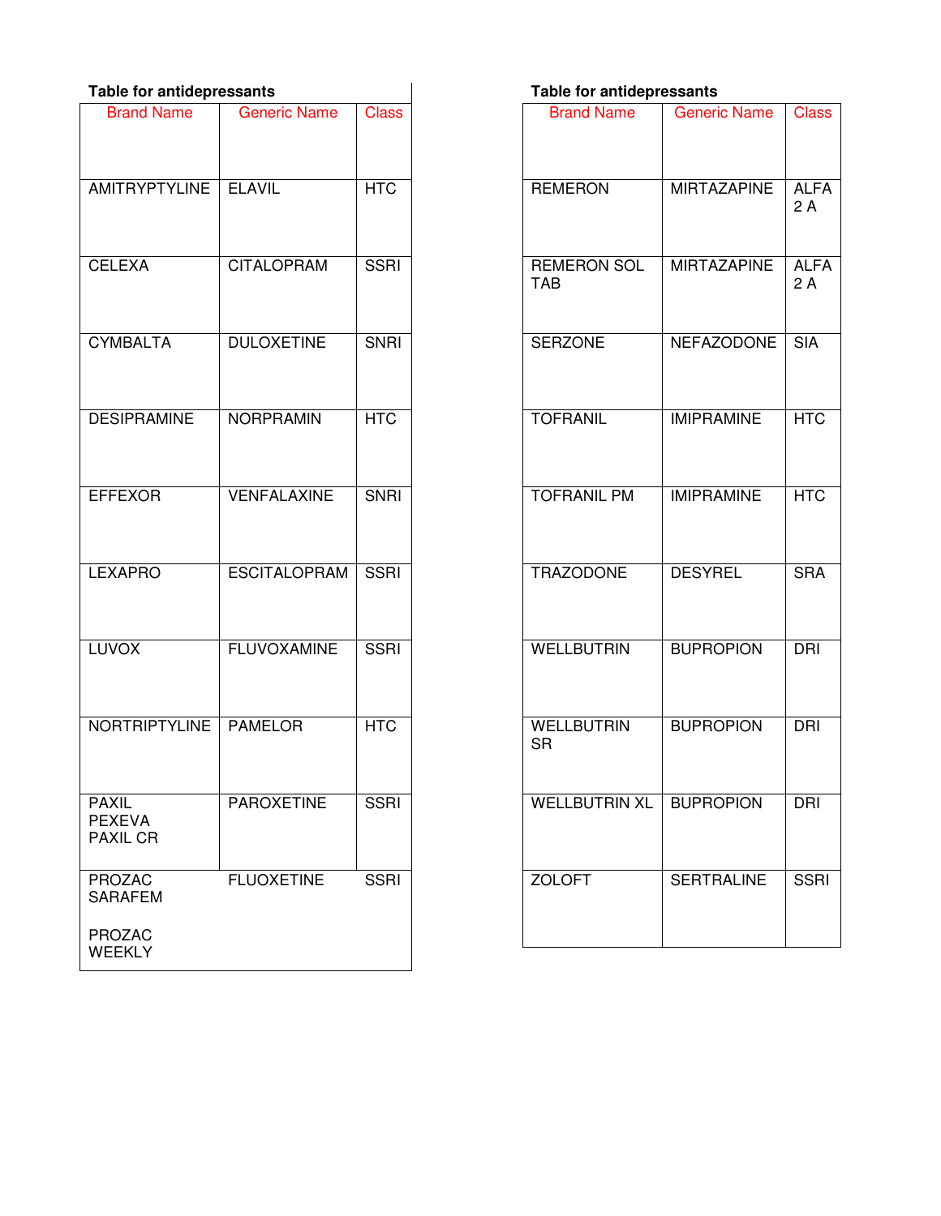**Table for antidepressants**

| Brand Name | Generic Name | Class |
|---|---|---|
| AMITRYPTYLINE | ELAVIL | HTC |
| CELEXA | CITALOPRAM | SSRI |
| CYMBALTA | DULOXETINE | SNRI |
| DESIPRAMINE | NORPRAMIN | HTC |
| EFFEXOR | VENFALAXINE | SNRI |
| LEXAPRO | ESCITALOPRAM | SSRI |
| LUVOX | FLUVOXAMINE | SSRI |
| NORTRIPTYLINE | PAMELOR | HTC |
| PAXIL PEXEVA PAXIL CR | PAROXETINE | SSRI |
| PROZAC SARAFEM PROZAC WEEKLY | FLUOXETINE | SSRI |

**Table for antidepressants**

| Brand Name | Generic Name | Class |
|---|---|---|
| REMERON | MIRTAZAPINE | ALFA 2 A |
| REMERON SOL TAB | MIRTAZAPINE | ALFA 2 A |
| SERZONE | NEFAZODONE | SIA |
| TOFRANIL | IMIPRAMINE | HTC |
| TOFRANIL PM | IMIPRAMINE | HTC |
| TRAZODONE | DESYREL | SRA |
| WELLBUTRIN | BUPROPION | DRI |
| WELLBUTRIN SR | BUPROPION | DRI |
| WELLBUTRIN XL | BUPROPION | DRI |
| ZOLOFT | SERTRALINE | SSRI |